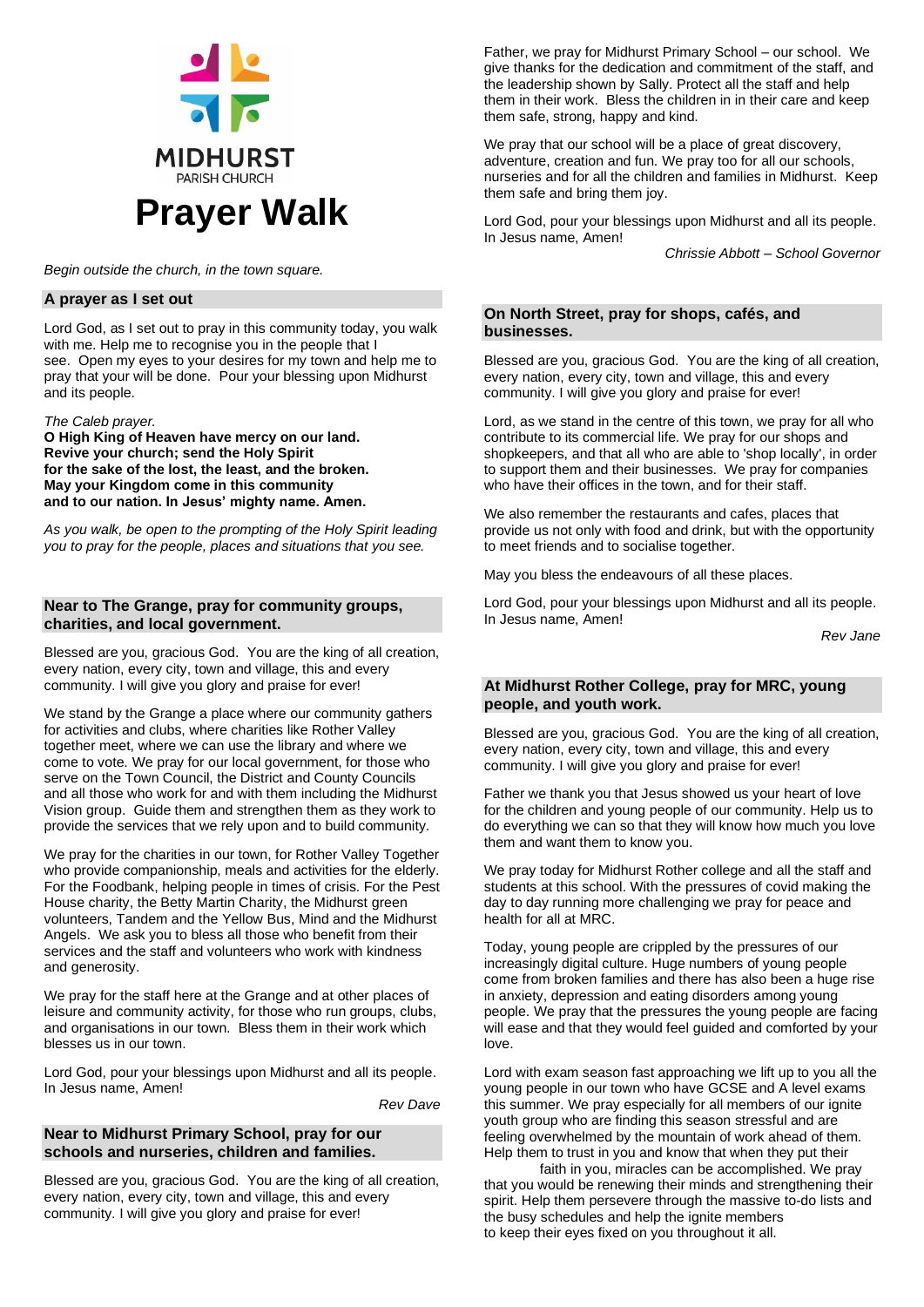MIDHURST

PARISH CHURCH

# Prayer Walk

*Begin outside the church, in the town square.*

## A prayer as I set out

Lord God, as I set out to pray in this community today, you walk with me. Help me to recognise you in the people that I see. Open my eyes to your desires for my town and help me to pray that your will be done. Pour your blessing upon Midhurst and its people.

*The Caleb prayer.*

**O High King of Heaven have mercy on our land.**
**Revive your church; send the Holy Spirit**
**for the sake of the lost, the least, and the broken.**
**May your Kingdom come in this community**
**and to our nation. In Jesus' mighty name. Amen.**

*As you walk, be open to the prompting of the Holy Spirit leading you to pray for the people, places and situations that you see.*

## Near to The Grange, pray for community groups, charities, and local government.

Blessed are you, gracious God. You are the king of all creation, every nation, every city, town and village, this and every community. I will give you glory and praise for ever!

We stand by the Grange a place where our community gathers for activities and clubs, where charities like Rother Valley together meet, where we can use the library and where we come to vote. We pray for our local government, for those who serve on the Town Council, the District and County Councils and all those who work for and with them including the Midhurst Vision group. Guide them and strengthen them as they work to provide the services that we rely upon and to build community.

We pray for the charities in our town, for Rother Valley Together who provide companionship, meals and activities for the elderly. For the Foodbank, helping people in times of crisis. For the Pest House charity, the Betty Martin Charity, the Midhurst green volunteers, Tandem and the Yellow Bus, Mind and the Midhurst Angels. We ask you to bless all those who benefit from their services and the staff and volunteers who work with kindness and generosity.

We pray for the staff here at the Grange and at other places of leisure and community activity, for those who run groups, clubs, and organisations in our town. Bless them in their work which blesses us in our town.

Lord God, pour your blessings upon Midhurst and all its people. In Jesus name, Amen!

*Rev Dave*

## Near to Midhurst Primary School, pray for our schools and nurseries, children and families.

Blessed are you, gracious God. You are the king of all creation, every nation, every city, town and village, this and every community. I will give you glory and praise for ever!

Father, we pray for Midhurst Primary School – our school. We give thanks for the dedication and commitment of the staff, and the leadership shown by Sally. Protect all the staff and help them in their work. Bless the children in in their care and keep them safe, strong, happy and kind.

We pray that our school will be a place of great discovery, adventure, creation and fun. We pray too for all our schools, nurseries and for all the children and families in Midhurst. Keep them safe and bring them joy.

Lord God, pour your blessings upon Midhurst and all its people. In Jesus name, Amen!

*Chrissie Abbott – School Governor*

## On North Street, pray for shops, cafés, and businesses.

Blessed are you, gracious God. You are the king of all creation, every nation, every city, town and village, this and every community. I will give you glory and praise for ever!

Lord, as we stand in the centre of this town, we pray for all who contribute to its commercial life. We pray for our shops and shopkeepers, and that all who are able to 'shop locally', in order to support them and their businesses. We pray for companies who have their offices in the town, and for their staff.

We also remember the restaurants and cafes, places that provide us not only with food and drink, but with the opportunity to meet friends and to socialise together.

May you bless the endeavours of all these places.

Lord God, pour your blessings upon Midhurst and all its people. In Jesus name, Amen!

*Rev Jane*

## At Midhurst Rother College, pray for MRC, young people, and youth work.

Blessed are you, gracious God. You are the king of all creation, every nation, every city, town and village, this and every community. I will give you glory and praise for ever!

Father we thank you that Jesus showed us your heart of love for the children and young people of our community. Help us to do everything we can so that they will know how much you love them and want them to know you.

We pray today for Midhurst Rother college and all the staff and students at this school. With the pressures of covid making the day to day running more challenging we pray for peace and health for all at MRC.

Today, young people are crippled by the pressures of our increasingly digital culture. Huge numbers of young people come from broken families and there has also been a huge rise in anxiety, depression and eating disorders among young people. We pray that the pressures the young people are facing will ease and that they would feel guided and comforted by your love.

Lord with exam season fast approaching we lift up to you all the young people in our town who have GCSE and A level exams this summer. We pray especially for all members of our ignite youth group who are finding this season stressful and are feeling overwhelmed by the mountain of work ahead of them. Help them to trust in you and know that when they put their faith in you, miracles can be accomplished. We pray that you would be renewing their minds and strengthening their spirit. Help them persevere through the massive to-do lists and the busy schedules and help the ignite members to keep their eyes fixed on you throughout it all.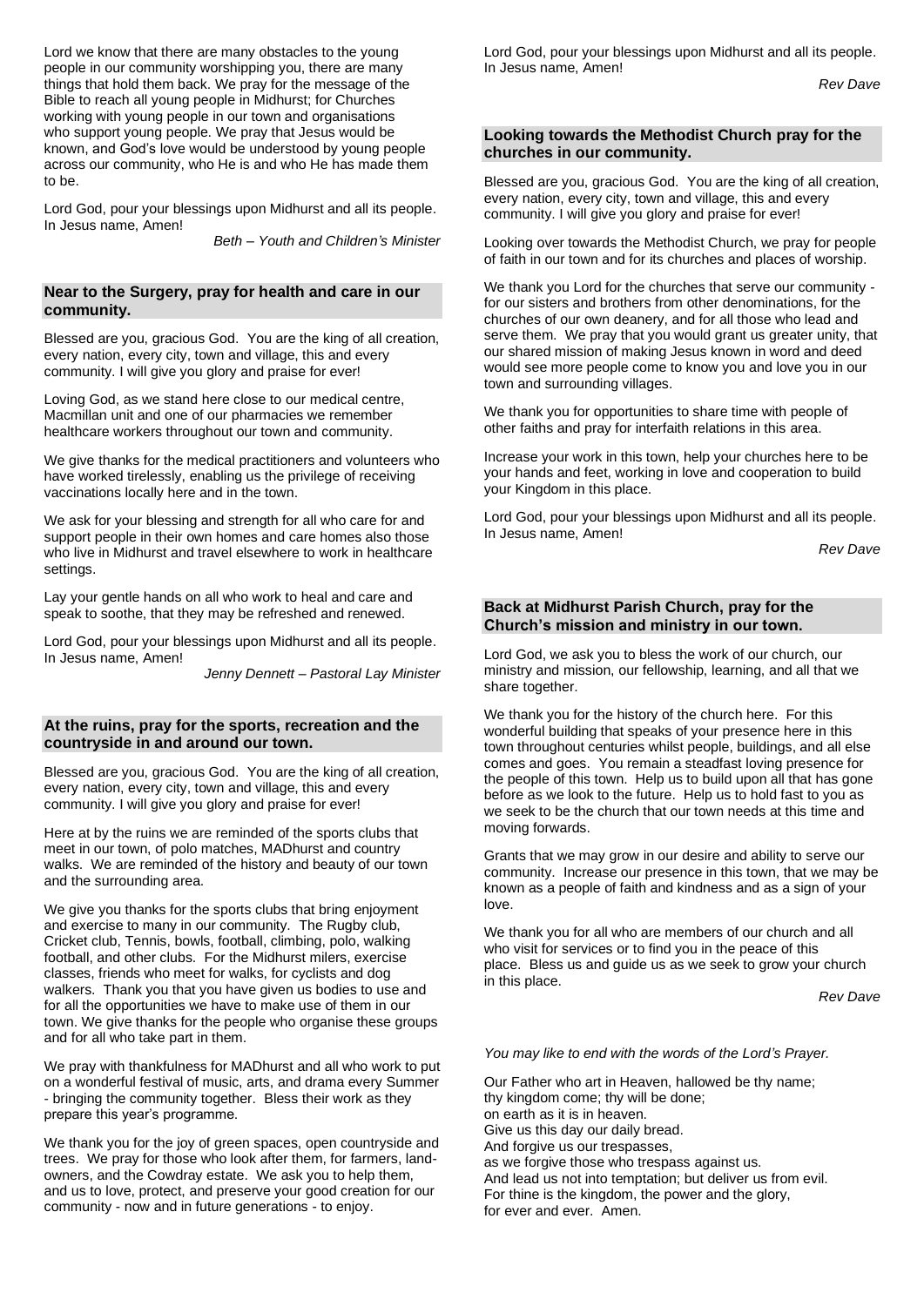Lord we know that there are many obstacles to the young people in our community worshipping you, there are many things that hold them back. We pray for the message of the Bible to reach all young people in Midhurst; for Churches working with young people in our town and organisations who support young people. We pray that Jesus would be known, and God's love would be understood by young people across our community, who He is and who He has made them to be.

Lord God, pour your blessings upon Midhurst and all its people. In Jesus name, Amen!

*Beth – Youth and Children's Minister*

## Near to the Surgery, pray for health and care in our community.

Blessed are you, gracious God. You are the king of all creation, every nation, every city, town and village, this and every community. I will give you glory and praise for ever!

Loving God, as we stand here close to our medical centre, Macmillan unit and one of our pharmacies we remember healthcare workers throughout our town and community.

We give thanks for the medical practitioners and volunteers who have worked tirelessly, enabling us the privilege of receiving vaccinations locally here and in the town.

We ask for your blessing and strength for all who care for and support people in their own homes and care homes also those who live in Midhurst and travel elsewhere to work in healthcare settings.

Lay your gentle hands on all who work to heal and care and speak to soothe, that they may be refreshed and renewed.

Lord God, pour your blessings upon Midhurst and all its people. In Jesus name, Amen!

*Jenny Dennett – Pastoral Lay Minister*

## At the ruins, pray for the sports, recreation and the countryside in and around our town.

Blessed are you, gracious God. You are the king of all creation, every nation, every city, town and village, this and every community. I will give you glory and praise for ever!

Here at by the ruins we are reminded of the sports clubs that meet in our town, of polo matches, MADhurst and country walks. We are reminded of the history and beauty of our town and the surrounding area.

We give you thanks for the sports clubs that bring enjoyment and exercise to many in our community. The Rugby club, Cricket club, Tennis, bowls, football, climbing, polo, walking football, and other clubs. For the Midhurst milers, exercise classes, friends who meet for walks, for cyclists and dog walkers. Thank you that you have given us bodies to use and for all the opportunities we have to make use of them in our town. We give thanks for the people who organise these groups and for all who take part in them.

We pray with thankfulness for MADhurst and all who work to put on a wonderful festival of music, arts, and drama every Summer - bringing the community together. Bless their work as they prepare this year's programme.

We thank you for the joy of green spaces, open countryside and trees. We pray for those who look after them, for farmers, land-owners, and the Cowdray estate. We ask you to help them, and us to love, protect, and preserve your good creation for our community - now and in future generations - to enjoy.

Lord God, pour your blessings upon Midhurst and all its people. In Jesus name, Amen!

*Rev Dave*

## Looking towards the Methodist Church pray for the churches in our community.

Blessed are you, gracious God. You are the king of all creation, every nation, every city, town and village, this and every community. I will give you glory and praise for ever!

Looking over towards the Methodist Church, we pray for people of faith in our town and for its churches and places of worship.

We thank you Lord for the churches that serve our community - for our sisters and brothers from other denominations, for the churches of our own deanery, and for all those who lead and serve them. We pray that you would grant us greater unity, that our shared mission of making Jesus known in word and deed would see more people come to know you and love you in our town and surrounding villages.

We thank you for opportunities to share time with people of other faiths and pray for interfaith relations in this area.

Increase your work in this town, help your churches here to be your hands and feet, working in love and cooperation to build your Kingdom in this place.

Lord God, pour your blessings upon Midhurst and all its people. In Jesus name, Amen!

*Rev Dave*

## Back at Midhurst Parish Church, pray for the Church's mission and ministry in our town.

Lord God, we ask you to bless the work of our church, our ministry and mission, our fellowship, learning, and all that we share together.

We thank you for the history of the church here. For this wonderful building that speaks of your presence here in this town throughout centuries whilst people, buildings, and all else comes and goes. You remain a steadfast loving presence for the people of this town. Help us to build upon all that has gone before as we look to the future. Help us to hold fast to you as we seek to be the church that our town needs at this time and moving forwards.

Grants that we may grow in our desire and ability to serve our community. Increase our presence in this town, that we may be known as a people of faith and kindness and as a sign of your love.

We thank you for all who are members of our church and all who visit for services or to find you in the peace of this place. Bless us and guide us as we seek to grow your church in this place.

*Rev Dave*

*You may like to end with the words of the Lord's Prayer.*

Our Father who art in Heaven, hallowed be thy name;
thy kingdom come; thy will be done;
on earth as it is in heaven.
Give us this day our daily bread.
And forgive us our trespasses,
as we forgive those who trespass against us.
And lead us not into temptation; but deliver us from evil.
For thine is the kingdom, the power and the glory,
for ever and ever. Amen.